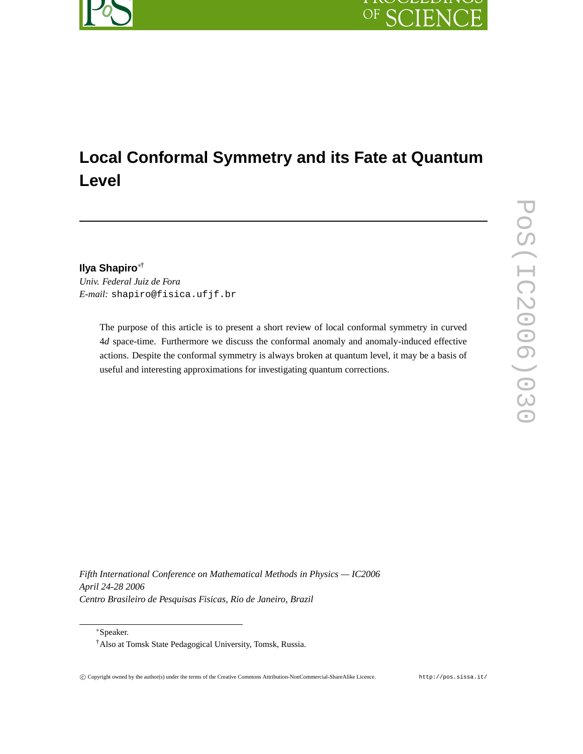# Local Conformal Symmetry and its Fate at Quantum Level

**Ilya Shapiro**[*][†]

*Univ. Federal Juiz de Fora*
*E-mail:* shapiro@fisica.ufjf.br

> The purpose of this article is to present a short review of local conformal symmetry in curved 4*d* space-time. Furthermore we discuss the conformal anomaly and anomaly-induced effective actions. Despite the conformal symmetry is always broken at quantum level, it may be a basis of useful and interesting approximations for investigating quantum corrections.

*Fifth International Conference on Mathematical Methods in Physics — IC2006*
*April 24-28 2006*
*Centro Brasileiro de Pesquisas Fisicas, Rio de Janeiro, Brazil*

[*] Speaker.

[†] Also at Tomsk State Pedagogical University, Tomsk, Russia.

© Copyright owned by the author(s) under the terms of the Creative Commons Attribution-NonCommercial-ShareAlike Licence. http://pos.sissa.it/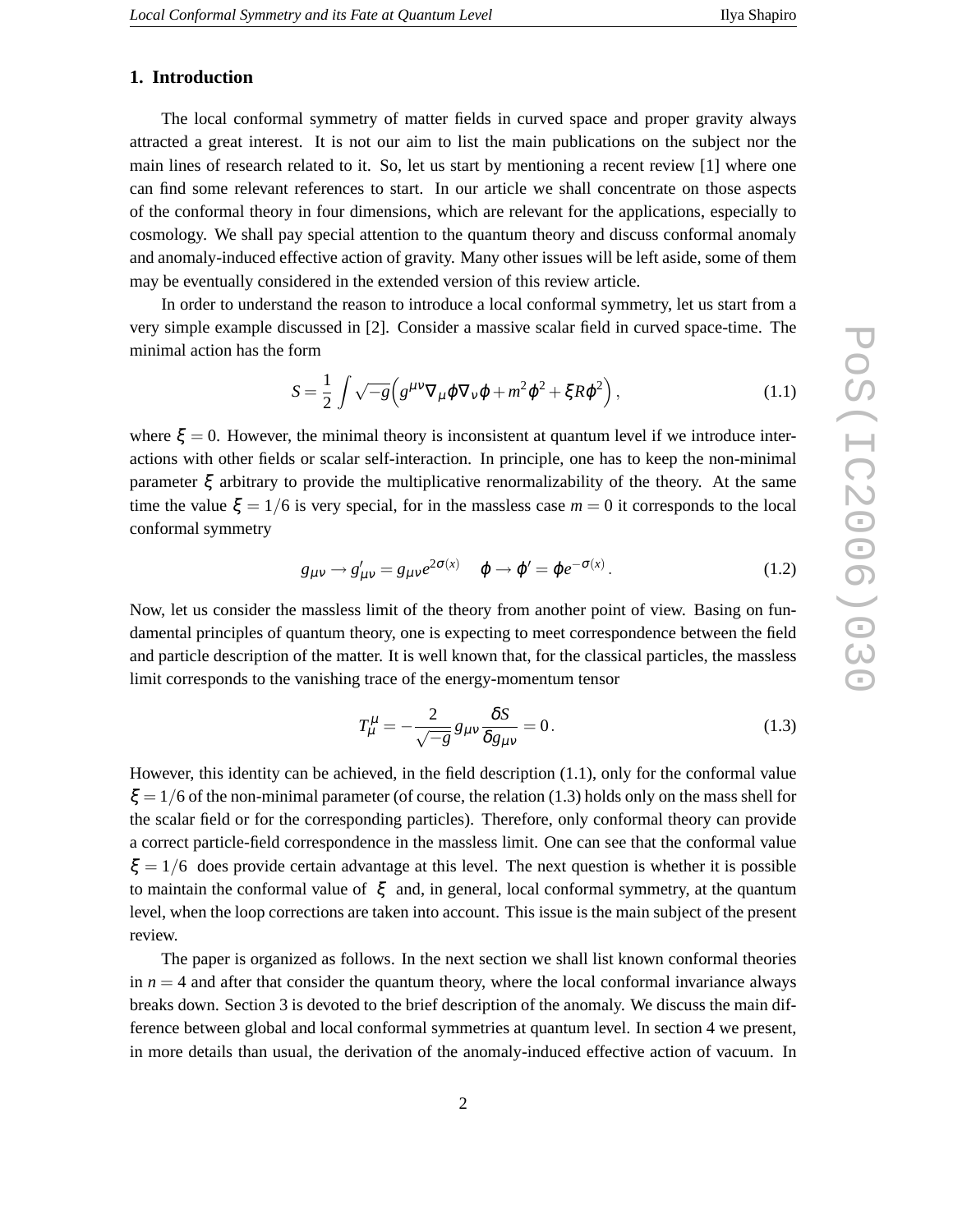## 1. Introduction

The local conformal symmetry of matter fields in curved space and proper gravity always attracted a great interest. It is not our aim to list the main publications on the subject nor the main lines of research related to it. So, let us start by mentioning a recent review [1] where one can find some relevant references to start. In our article we shall concentrate on those aspects of the conformal theory in four dimensions, which are relevant for the applications, especially to cosmology. We shall pay special attention to the quantum theory and discuss conformal anomaly and anomaly-induced effective action of gravity. Many other issues will be left aside, some of them may be eventually considered in the extended version of this review article.

In order to understand the reason to introduce a local conformal symmetry, let us start from a very simple example discussed in [2]. Consider a massive scalar field in curved space-time. The minimal action has the form

$$S = \frac{1}{2}\int\sqrt{-g}\Big(g^{\mu\nu}\nabla_\mu\varphi\nabla_\nu\varphi + m^2\varphi^2 + \xi R\varphi^2\Big)\,, \tag{1.1}$$

where $\xi = 0$. However, the minimal theory is inconsistent at quantum level if we introduce interactions with other fields or scalar self-interaction. In principle, one has to keep the non-minimal parameter $\xi$ arbitrary to provide the multiplicative renormalizability of the theory. At the same time the value $\xi = 1/6$ is very special, for in the massless case $m = 0$ it corresponds to the local conformal symmetry

$$g_{\mu\nu} \to g'_{\mu\nu} = g_{\mu\nu}e^{2\sigma(x)} \qquad \varphi \to \varphi' = \varphi e^{-\sigma(x)}\,. \tag{1.2}$$

Now, let us consider the massless limit of the theory from another point of view. Basing on fundamental principles of quantum theory, one is expecting to meet correspondence between the field and particle description of the matter. It is well known that, for the classical particles, the massless limit corresponds to the vanishing trace of the energy-momentum tensor

$$T^\mu_\mu = -\frac{2}{\sqrt{-g}}\,g_{\mu\nu}\,\frac{\delta S}{\delta g_{\mu\nu}} = 0\,. \tag{1.3}$$

However, this identity can be achieved, in the field description (1.1), only for the conformal value $\xi = 1/6$ of the non-minimal parameter (of course, the relation (1.3) holds only on the mass shell for the scalar field or for the corresponding particles). Therefore, only conformal theory can provide a correct particle-field correspondence in the massless limit. One can see that the conformal value $\xi = 1/6$ does provide certain advantage at this level. The next question is whether it is possible to maintain the conformal value of $\xi$ and, in general, local conformal symmetry, at the quantum level, when the loop corrections are taken into account. This issue is the main subject of the present review.

The paper is organized as follows. In the next section we shall list known conformal theories in $n = 4$ and after that consider the quantum theory, where the local conformal invariance always breaks down. Section 3 is devoted to the brief description of the anomaly. We discuss the main difference between global and local conformal symmetries at quantum level. In section 4 we present, in more details than usual, the derivation of the anomaly-induced effective action of vacuum. In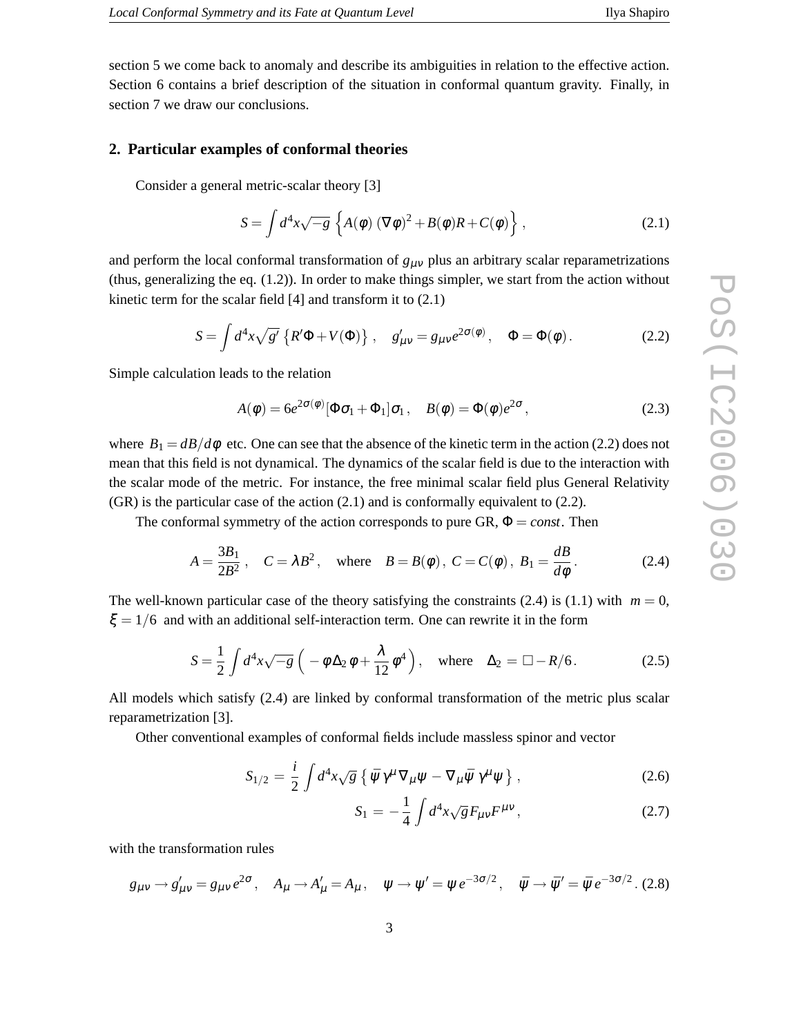section 5 we come back to anomaly and describe its ambiguities in relation to the effective action. Section 6 contains a brief description of the situation in conformal quantum gravity. Finally, in section 7 we draw our conclusions.

## 2. Particular examples of conformal theories

Consider a general metric-scalar theory [3]

$$S = \int d^4x\sqrt{-g}\,\Big\{A(\varphi)\,(\nabla\varphi)^2 + B(\varphi)R + C(\varphi)\Big\}\,, \tag{2.1}$$

and perform the local conformal transformation of $g_{\mu\nu}$ plus an arbitrary scalar reparametrizations (thus, generalizing the eq. (1.2)). In order to make things simpler, we start from the action without kinetic term for the scalar field [4] and transform it to (2.1)

$$S = \int d^4x\sqrt{g'}\,\{R'\Phi + V(\Phi)\}\,, \quad g'_{\mu\nu} = g_{\mu\nu}e^{2\sigma(\varphi)}\,, \quad \Phi = \Phi(\varphi)\,. \tag{2.2}$$

Simple calculation leads to the relation

$$A(\varphi) = 6e^{2\sigma(\varphi)}[\Phi\sigma_1 + \Phi_1]\sigma_1\,, \quad B(\varphi) = \Phi(\varphi)e^{2\sigma}\,, \tag{2.3}$$

where $B_1 = dB/d\varphi$ etc. One can see that the absence of the kinetic term in the action (2.2) does not mean that this field is not dynamical. The dynamics of the scalar field is due to the interaction with the scalar mode of the metric. For instance, the free minimal scalar field plus General Relativity (GR) is the particular case of the action (2.1) and is conformally equivalent to (2.2).

The conformal symmetry of the action corresponds to pure GR, $\Phi = const$. Then

$$A = \frac{3B_1}{2B^2}\,, \quad C = \lambda B^2\,, \quad \text{where} \quad B = B(\varphi)\,,\; C = C(\varphi)\,,\; B_1 = \frac{dB}{d\varphi}\,. \tag{2.4}$$

The well-known particular case of the theory satisfying the constraints (2.4) is (1.1) with $m = 0$, $\xi = 1/6$ and with an additional self-interaction term. One can rewrite it in the form

$$S = \frac{1}{2}\int d^4x\sqrt{-g}\,\Big(-\varphi\Delta_2\,\varphi + \frac{\lambda}{12}\,\varphi^4\Big)\,, \quad \text{where} \quad \Delta_2 = \Box - R/6\,. \tag{2.5}$$

All models which satisfy (2.4) are linked by conformal transformation of the metric plus scalar reparametrization [3].

Other conventional examples of conformal fields include massless spinor and vector

$$S_{1/2} = \frac{i}{2}\int d^4x\sqrt{g}\,\{\,\bar\psi\gamma^\mu\nabla_\mu\psi - \nabla_\mu\bar\psi\,\gamma^\mu\psi\,\}\,, \tag{2.6}$$

$$S_1 = -\frac{1}{4}\int d^4x\sqrt{g}F_{\mu\nu}F^{\mu\nu}\,, \tag{2.7}$$

with the transformation rules

$$g_{\mu\nu} \to g'_{\mu\nu} = g_{\mu\nu}e^{2\sigma}\,, \quad A_\mu \to A'_\mu = A_\mu\,, \quad \psi \to \psi' = \psi\,e^{-3\sigma/2}\,, \quad \bar\psi \to \bar\psi' = \bar\psi\,e^{-3\sigma/2}\,. \tag{2.8}$$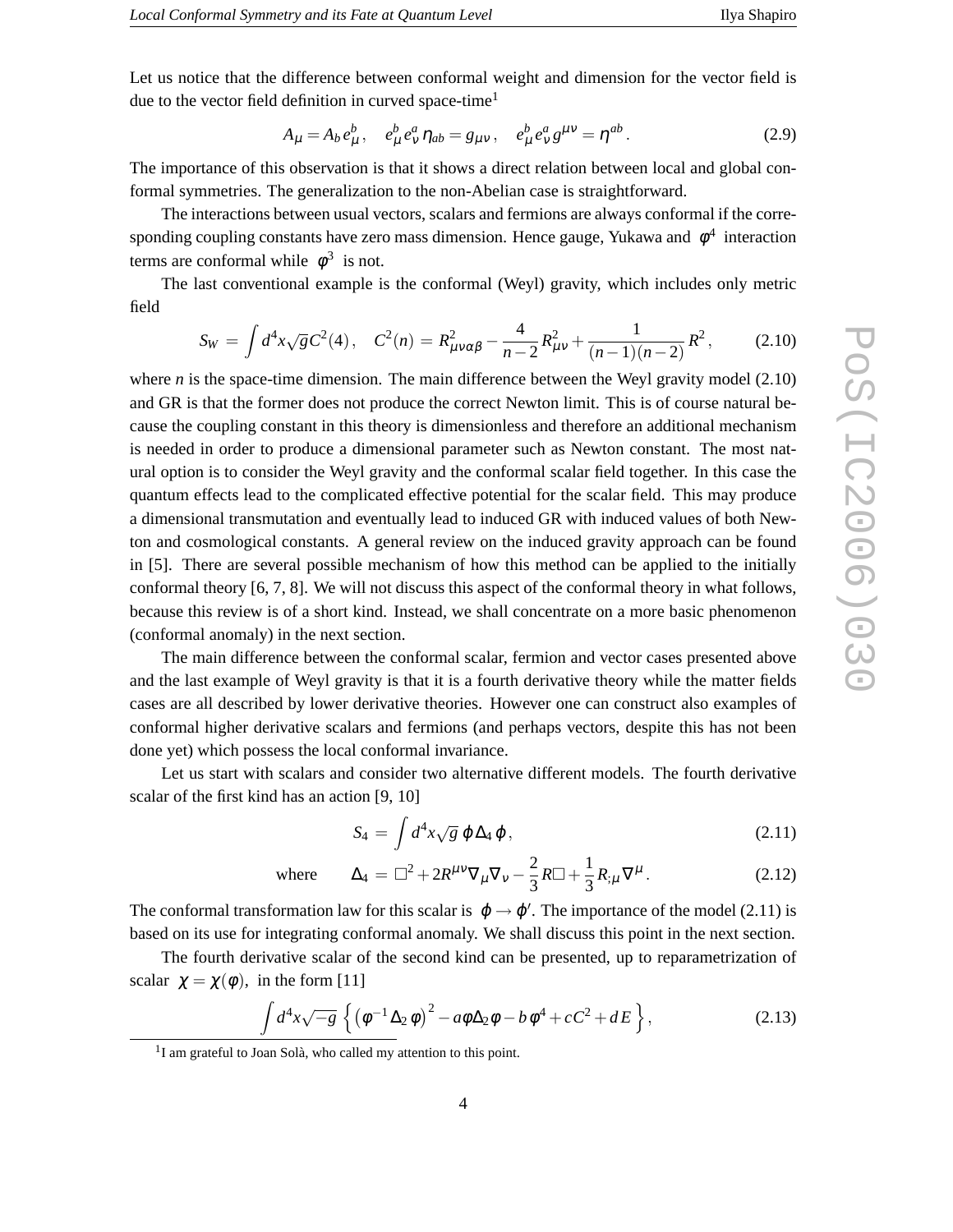Let us notice that the difference between conformal weight and dimension for the vector field is due to the vector field definition in curved space-time[1]

$$A_\mu = A_b e^b_\mu, \quad e^b_\mu e^a_\nu \eta_{ab} = g_{\mu\nu}, \quad e^b_\mu e^a_\nu g^{\mu\nu} = \eta^{ab}. \tag{2.9}$$

The importance of this observation is that it shows a direct relation between local and global conformal symmetries. The generalization to the non-Abelian case is straightforward.

The interactions between usual vectors, scalars and fermions are always conformal if the corresponding coupling constants have zero mass dimension. Hence gauge, Yukawa and $\varphi^4$ interaction terms are conformal while $\varphi^3$ is not.

The last conventional example is the conformal (Weyl) gravity, which includes only metric field

$$S_W = \int d^4x\sqrt{g}C^2(4), \quad C^2(n) = R^2_{\mu\nu\alpha\beta} - \frac{4}{n-2}R^2_{\mu\nu} + \frac{1}{(n-1)(n-2)}R^2, \tag{2.10}$$

where $n$ is the space-time dimension. The main difference between the Weyl gravity model (2.10) and GR is that the former does not produce the correct Newton limit. This is of course natural because the coupling constant in this theory is dimensionless and therefore an additional mechanism is needed in order to produce a dimensional parameter such as Newton constant. The most natural option is to consider the Weyl gravity and the conformal scalar field together. In this case the quantum effects lead to the complicated effective potential for the scalar field. This may produce a dimensional transmutation and eventually lead to induced GR with induced values of both Newton and cosmological constants. A general review on the induced gravity approach can be found in [5]. There are several possible mechanism of how this method can be applied to the initially conformal theory [6, 7, 8]. We will not discuss this aspect of the conformal theory in what follows, because this review is of a short kind. Instead, we shall concentrate on a more basic phenomenon (conformal anomaly) in the next section.

The main difference between the conformal scalar, fermion and vector cases presented above and the last example of Weyl gravity is that it is a fourth derivative theory while the matter fields cases are all described by lower derivative theories. However one can construct also examples of conformal higher derivative scalars and fermions (and perhaps vectors, despite this has not been done yet) which possess the local conformal invariance.

Let us start with scalars and consider two alternative different models. The fourth derivative scalar of the first kind has an action [9, 10]

$$S_4 = \int d^4x\sqrt{g}\,\varphi\Delta_4\varphi, \tag{2.11}$$

$$\text{where} \qquad \Delta_4 = \Box^2 + 2R^{\mu\nu}\nabla_\mu\nabla_\nu - \frac{2}{3}R\Box + \frac{1}{3}R_{;\mu}\nabla^\mu. \tag{2.12}$$

The conformal transformation law for this scalar is $\varphi \to \varphi'$. The importance of the model (2.11) is based on its use for integrating conformal anomaly. We shall discuss this point in the next section.

The fourth derivative scalar of the second kind can be presented, up to reparametrization of scalar $\chi = \chi(\varphi)$, in the form [11]

$$\int d^4x\sqrt{-g}\,\Big\{\left(\varphi^{-1}\Delta_2\,\varphi\right)^2 - a\varphi\Delta_2\varphi - b\varphi^4 + cC^2 + dE\,\Big\}, \tag{2.13}$$

[1] I am grateful to Joan Solà, who called my attention to this point.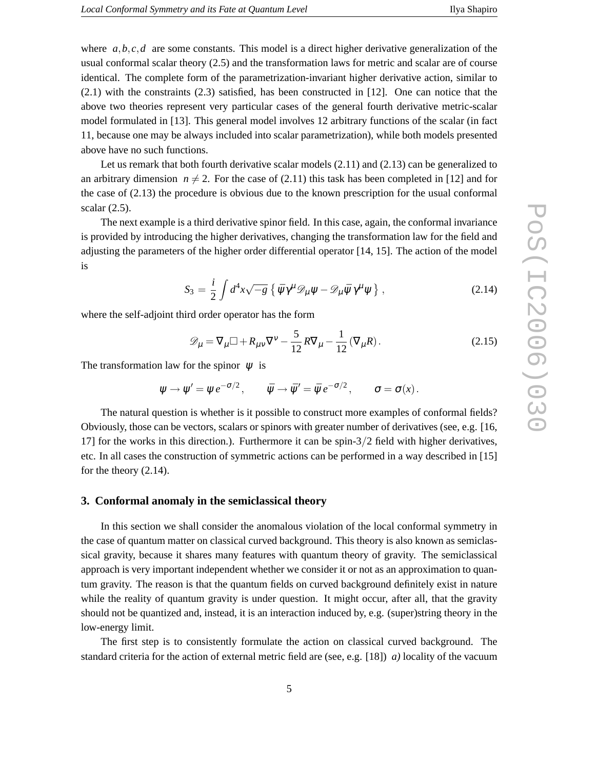where $a, b, c, d$ are some constants. This model is a direct higher derivative generalization of the usual conformal scalar theory (2.5) and the transformation laws for metric and scalar are of course identical. The complete form of the parametrization-invariant higher derivative action, similar to (2.1) with the constraints (2.3) satisfied, has been constructed in [12]. One can notice that the above two theories represent very particular cases of the general fourth derivative metric-scalar model formulated in [13]. This general model involves 12 arbitrary functions of the scalar (in fact 11, because one may be always included into scalar parametrization), while both models presented above have no such functions.

Let us remark that both fourth derivative scalar models (2.11) and (2.13) can be generalized to an arbitrary dimension $n \neq 2$. For the case of (2.11) this task has been completed in [12] and for the case of (2.13) the procedure is obvious due to the known prescription for the usual conformal scalar (2.5).

The next example is a third derivative spinor field. In this case, again, the conformal invariance is provided by introducing the higher derivatives, changing the transformation law for the field and adjusting the parameters of the higher order differential operator [14, 15]. The action of the model is

$$S_3 = \frac{i}{2}\int d^4x\sqrt{-g}\,\left\{\,\bar{\psi}\gamma^\mu\mathscr{D}_\mu\psi - \mathscr{D}_\mu\bar{\psi}\,\gamma^\mu\psi\,\right\}, \tag{2.14}$$

where the self-adjoint third order operator has the form

$$\mathscr{D}_\mu = \nabla_\mu\Box + R_{\mu\nu}\nabla^\nu - \frac{5}{12}R\nabla_\mu - \frac{1}{12}\left(\nabla_\mu R\right). \tag{2.15}$$

The transformation law for the spinor $\psi$ is

$$\psi \to \psi' = \psi\, e^{-\sigma/2}\,, \qquad \bar{\psi} \to \bar{\psi}' = \bar{\psi}\, e^{-\sigma/2}\,, \qquad \sigma = \sigma(x)\,.$$

The natural question is whether is it possible to construct more examples of conformal fields? Obviously, those can be vectors, scalars or spinors with greater number of derivatives (see, e.g. [16, 17] for the works in this direction.). Furthermore it can be spin-$3/2$ field with higher derivatives, etc. In all cases the construction of symmetric actions can be performed in a way described in [15] for the theory (2.14).

## 3. Conformal anomaly in the semiclassical theory

In this section we shall consider the anomalous violation of the local conformal symmetry in the case of quantum matter on classical curved background. This theory is also known as semiclassical gravity, because it shares many features with quantum theory of gravity. The semiclassical approach is very important independent whether we consider it or not as an approximation to quantum gravity. The reason is that the quantum fields on curved background definitely exist in nature while the reality of quantum gravity is under question. It might occur, after all, that the gravity should not be quantized and, instead, it is an interaction induced by, e.g. (super)string theory in the low-energy limit.

The first step is to consistently formulate the action on classical curved background. The standard criteria for the action of external metric field are (see, e.g. [18]) *a)* locality of the vacuum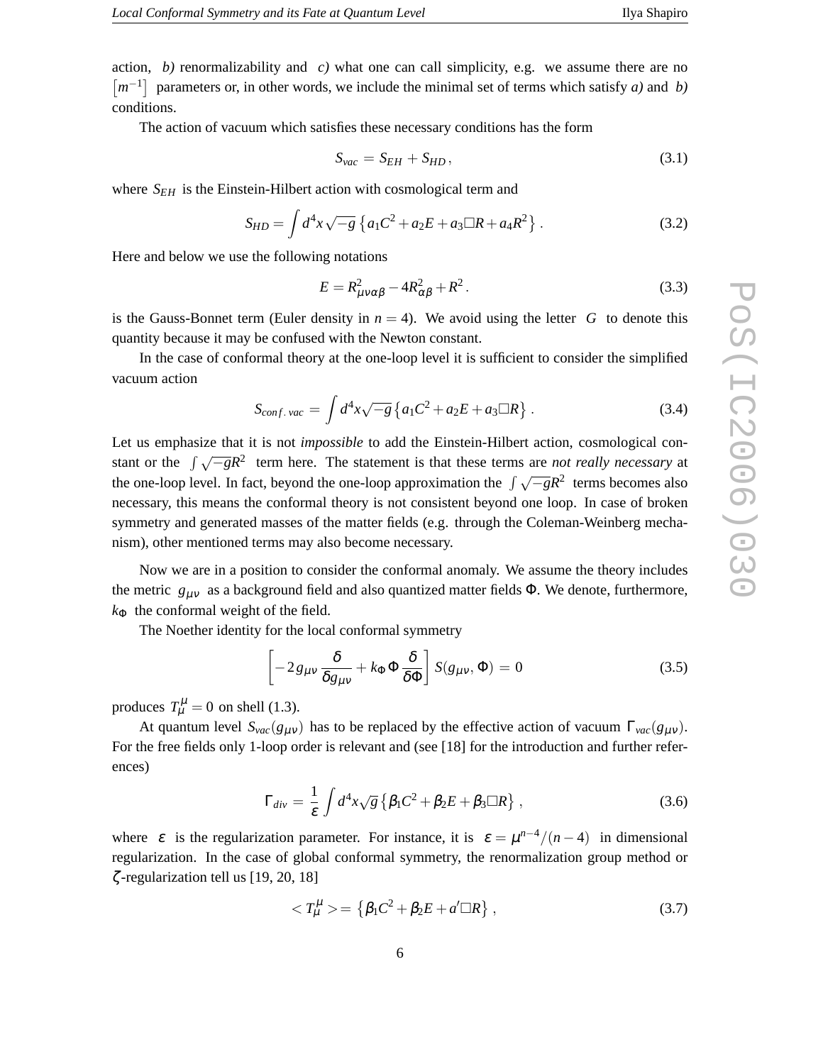action, *b)* renormalizability and *c)* what one can call simplicity, e.g. we assume there are no $[m^{-1}]$ parameters or, in other words, we include the minimal set of terms which satisfy *a)* and *b)* conditions.

The action of vacuum which satisfies these necessary conditions has the form

$$S_{vac} = S_{EH} + S_{HD}\,, \tag{3.1}$$

where $S_{EH}$ is the Einstein-Hilbert action with cosmological term and

$$S_{HD} = \int d^4x\sqrt{-g}\,\{a_1 C^2 + a_2 E + a_3 \Box R + a_4 R^2\}\,. \tag{3.2}$$

Here and below we use the following notations

$$E = R^2_{\mu\nu\alpha\beta} - 4R^2_{\alpha\beta} + R^2\,. \tag{3.3}$$

is the Gauss-Bonnet term (Euler density in $n = 4$). We avoid using the letter $G$ to denote this quantity because it may be confused with the Newton constant.

In the case of conformal theory at the one-loop level it is sufficient to consider the simplified vacuum action

$$S_{conf.\,vac} = \int d^4x\sqrt{-g}\,\{a_1 C^2 + a_2 E + a_3 \Box R\}\,. \tag{3.4}$$

Let us emphasize that it is not *impossible* to add the Einstein-Hilbert action, cosmological constant or the $\int\sqrt{-g}R^2$ term here. The statement is that these terms are *not really necessary* at the one-loop level. In fact, beyond the one-loop approximation the $\int\sqrt{-g}R^2$ terms becomes also necessary, this means the conformal theory is not consistent beyond one loop. In case of broken symmetry and generated masses of the matter fields (e.g. through the Coleman-Weinberg mechanism), other mentioned terms may also become necessary.

Now we are in a position to consider the conformal anomaly. We assume the theory includes the metric $g_{\mu\nu}$ as a background field and also quantized matter fields $\Phi$. We denote, furthermore, $k_\Phi$ the conformal weight of the field.

The Noether identity for the local conformal symmetry

$$\left[-2\,g_{\mu\nu}\,\frac{\delta}{\delta g_{\mu\nu}} + k_\Phi\,\Phi\,\frac{\delta}{\delta\Phi}\right] S(g_{\mu\nu},\Phi) = 0 \tag{3.5}$$

produces $T^\mu_\mu = 0$ on shell (1.3).

At quantum level $S_{vac}(g_{\mu\nu})$ has to be replaced by the effective action of vacuum $\Gamma_{vac}(g_{\mu\nu})$. For the free fields only 1-loop order is relevant and (see [18] for the introduction and further references)

$$\Gamma_{div} = \frac{1}{\varepsilon}\int d^4x\sqrt{g}\,\{\beta_1 C^2 + \beta_2 E + \beta_3 \Box R\}\,, \tag{3.6}$$

where $\varepsilon$ is the regularization parameter. For instance, it is $\varepsilon = \mu^{n-4}/(n-4)$ in dimensional regularization. In the case of global conformal symmetry, the renormalization group method or $\zeta$-regularization tell us [19, 20, 18]

$$< T^\mu_\mu > = \{\beta_1 C^2 + \beta_2 E + a' \Box R\}\,, \tag{3.7}$$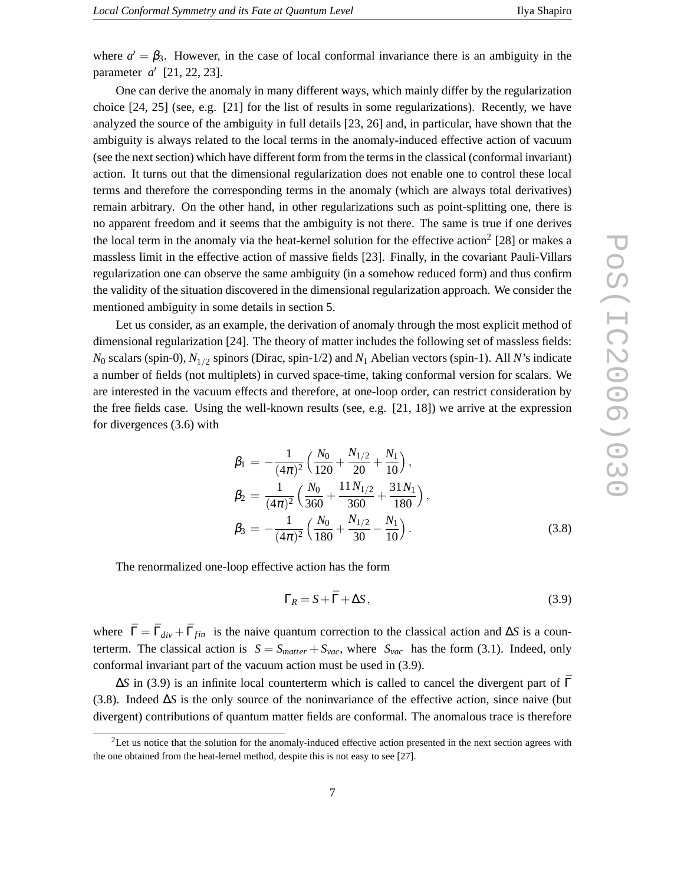where $a' = \beta_3$. However, in the case of local conformal invariance there is an ambiguity in the parameter $a'$ [21, 22, 23].

One can derive the anomaly in many different ways, which mainly differ by the regularization choice [24, 25] (see, e.g. [21] for the list of results in some regularizations). Recently, we have analyzed the source of the ambiguity in full details [23, 26] and, in particular, have shown that the ambiguity is always related to the local terms in the anomaly-induced effective action of vacuum (see the next section) which have different form from the terms in the classical (conformal invariant) action. It turns out that the dimensional regularization does not enable one to control these local terms and therefore the corresponding terms in the anomaly (which are always total derivatives) remain arbitrary. On the other hand, in other regularizations such as point-splitting one, there is no apparent freedom and it seems that the ambiguity is not there. The same is true if one derives the local term in the anomaly via the heat-kernel solution for the effective action[2] [28] or makes a massless limit in the effective action of massive fields [23]. Finally, in the covariant Pauli-Villars regularization one can observe the same ambiguity (in a somehow reduced form) and thus confirm the validity of the situation discovered in the dimensional regularization approach. We consider the mentioned ambiguity in some details in section 5.

Let us consider, as an example, the derivation of anomaly through the most explicit method of dimensional regularization [24]. The theory of matter includes the following set of massless fields: $N_0$ scalars (spin-0), $N_{1/2}$ spinors (Dirac, spin-1/2) and $N_1$ Abelian vectors (spin-1). All $N$'s indicate a number of fields (not multiplets) in curved space-time, taking conformal version for scalars. We are interested in the vacuum effects and therefore, at one-loop order, can restrict consideration by the free fields case. Using the well-known results (see, e.g. [21, 18]) we arrive at the expression for divergences (3.6) with

$$
\begin{aligned}
\beta_1 &= -\frac{1}{(4\pi)^2}\left(\frac{N_0}{120} + \frac{N_{1/2}}{20} + \frac{N_1}{10}\right), \\
\beta_2 &= \frac{1}{(4\pi)^2}\left(\frac{N_0}{360} + \frac{11\,N_{1/2}}{360} + \frac{31\,N_1}{180}\right), \\
\beta_3 &= -\frac{1}{(4\pi)^2}\left(\frac{N_0}{180} + \frac{N_{1/2}}{30} - \frac{N_1}{10}\right).
\end{aligned}
\tag{3.8}
$$

The renormalized one-loop effective action has the form

$$
\Gamma_R = S + \bar{\Gamma} + \Delta S\,, \tag{3.9}
$$

where $\bar{\Gamma} = \bar{\Gamma}_{div} + \bar{\Gamma}_{fin}$ is the naive quantum correction to the classical action and $\Delta S$ is a counterterm. The classical action is $S = S_{matter} + S_{vac}$, where $S_{vac}$ has the form (3.1). Indeed, only conformal invariant part of the vacuum action must be used in (3.9).

$\Delta S$ in (3.9) is an infinite local counterterm which is called to cancel the divergent part of $\bar{\Gamma}$ (3.8). Indeed $\Delta S$ is the only source of the noninvariance of the effective action, since naive (but divergent) contributions of quantum matter fields are conformal. The anomalous trace is therefore

[2] Let us notice that the solution for the anomaly-induced effective action presented in the next section agrees with the one obtained from the heat-lernel method, despite this is not easy to see [27].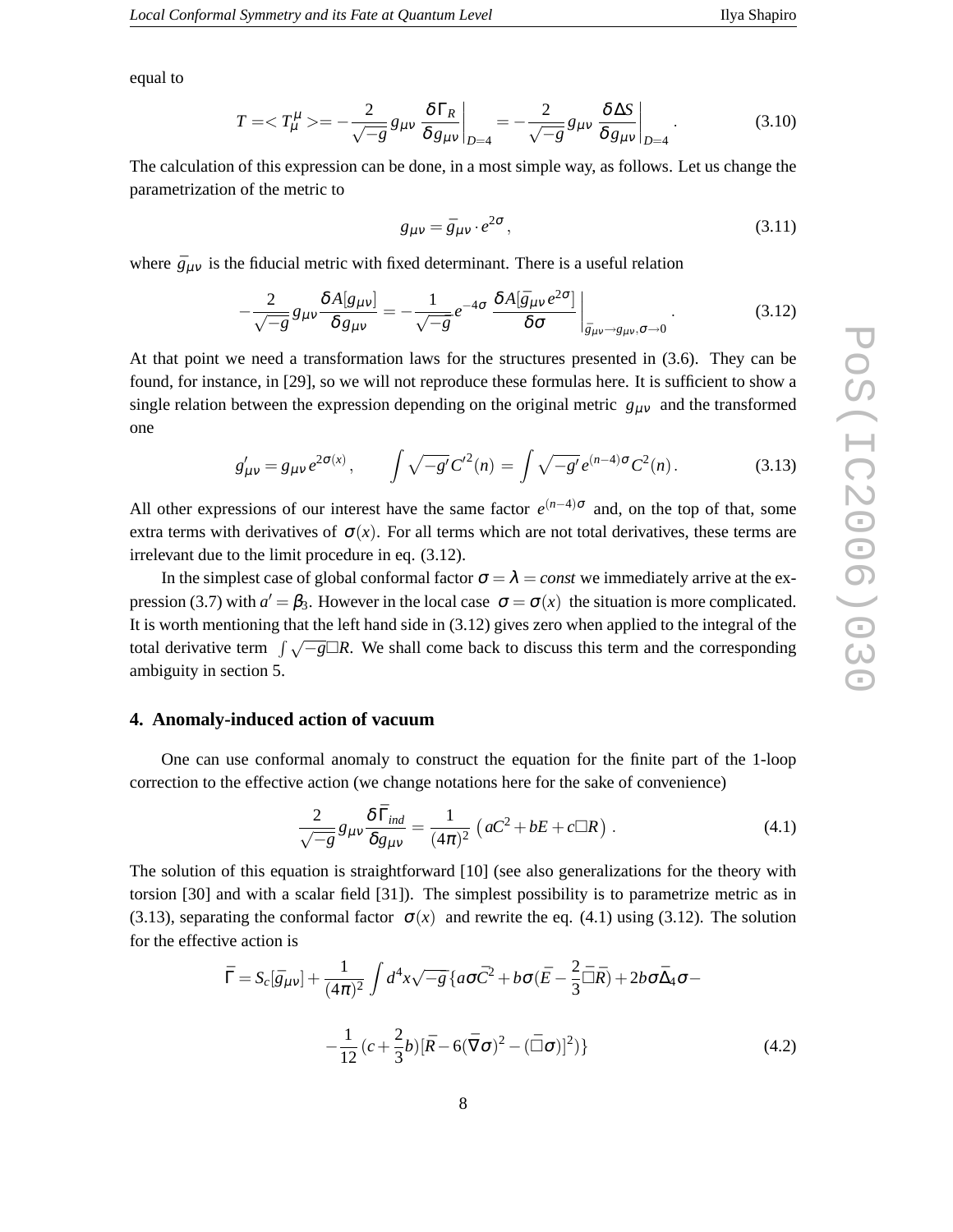equal to

$$T = < T_\mu^\mu > = -\frac{2}{\sqrt{-g}}\, g_{\mu\nu}\, \frac{\delta \Gamma_R}{\delta g_{\mu\nu}}\bigg|_{D=4} = -\frac{2}{\sqrt{-g}}\, g_{\mu\nu}\, \frac{\delta \Delta S}{\delta g_{\mu\nu}}\bigg|_{D=4}. \tag{3.10}$$

The calculation of this expression can be done, in a most simple way, as follows. Let us change the parametrization of the metric to

$$g_{\mu\nu} = \bar{g}_{\mu\nu} \cdot e^{2\sigma}\,, \tag{3.11}$$

where $\bar{g}_{\mu\nu}$ is the fiducial metric with fixed determinant. There is a useful relation

$$-\frac{2}{\sqrt{-g}}\, g_{\mu\nu} \frac{\delta A[g_{\mu\nu}]}{\delta g_{\mu\nu}} = -\frac{1}{\sqrt{-g}} e^{-4\sigma}\, \frac{\delta A[\bar{g}_{\mu\nu}\, e^{2\sigma}]}{\delta \sigma}\bigg|_{\bar{g}_{\mu\nu} \to g_{\mu\nu},\, \sigma \to 0}. \tag{3.12}$$

At that point we need a transformation laws for the structures presented in (3.6). They can be found, for instance, in [29], so we will not reproduce these formulas here. It is sufficient to show a single relation between the expression depending on the original metric $g_{\mu\nu}$ and the transformed one

$$g'_{\mu\nu} = g_{\mu\nu}\, e^{2\sigma(x)}\,, \qquad \int \sqrt{-g'}\, C'^2(n) = \int \sqrt{-g'}\, e^{(n-4)\sigma}\, C^2(n)\,. \tag{3.13}$$

All other expressions of our interest have the same factor $e^{(n-4)\sigma}$ and, on the top of that, some extra terms with derivatives of $\sigma(x)$. For all terms which are not total derivatives, these terms are irrelevant due to the limit procedure in eq. (3.12).

In the simplest case of global conformal factor $\sigma = \lambda = const$ we immediately arrive at the expression (3.7) with $a' = \beta_3$. However in the local case $\sigma = \sigma(x)$ the situation is more complicated. It is worth mentioning that the left hand side in (3.12) gives zero when applied to the integral of the total derivative term $\int \sqrt{-g}\Box R$. We shall come back to discuss this term and the corresponding ambiguity in section 5.

## 4. Anomaly-induced action of vacuum

One can use conformal anomaly to construct the equation for the finite part of the 1-loop correction to the effective action (we change notations here for the sake of convenience)

$$\frac{2}{\sqrt{-g}}\, g_{\mu\nu} \frac{\delta \bar{\Gamma}_{ind}}{\delta g_{\mu\nu}} = \frac{1}{(4\pi)^2}\left( aC^2 + bE + c\Box R\right). \tag{4.1}$$

The solution of this equation is straightforward [10] (see also generalizations for the theory with torsion [30] and with a scalar field [31]). The simplest possibility is to parametrize metric as in (3.13), separating the conformal factor $\sigma(x)$ and rewrite the eq. (4.1) using (3.12). The solution for the effective action is

$$\bar{\Gamma} = S_c[\bar{g}_{\mu\nu}] + \frac{1}{(4\pi)^2}\int d^4x \sqrt{-\bar{g}}\, \{a\sigma \bar{C}^2 + b\sigma(\bar{E} - \frac{2}{3}\bar{\Box}\bar{R}) + 2b\sigma\bar{\Delta}_4\sigma -$$

$$-\frac{1}{12}\,(c + \frac{2}{3}b)[\bar{R} - 6(\bar{\nabla}\sigma)^2 - (\bar{\Box}\sigma)]^2)\} \tag{4.2}$$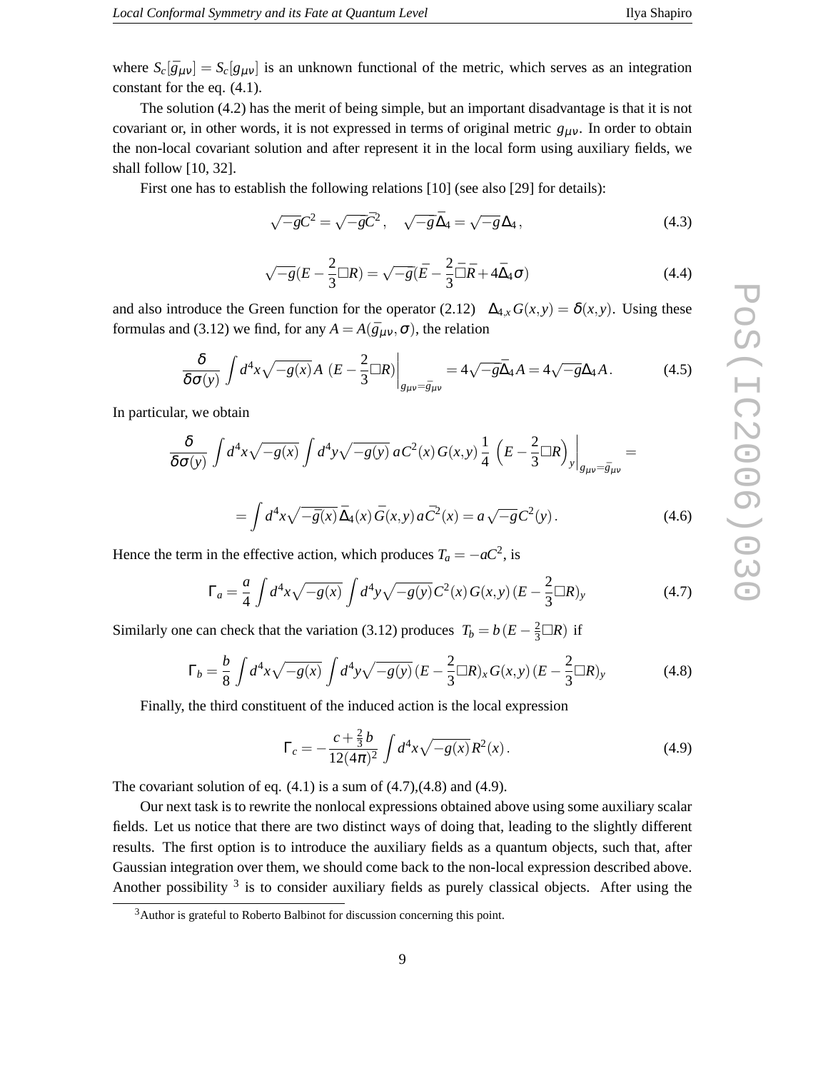where $S_c[\bar{g}_{\mu\nu}] = S_c[g_{\mu\nu}]$ is an unknown functional of the metric, which serves as an integration constant for the eq. (4.1).

The solution (4.2) has the merit of being simple, but an important disadvantage is that it is not covariant or, in other words, it is not expressed in terms of original metric $g_{\mu\nu}$. In order to obtain the non-local covariant solution and after represent it in the local form using auxiliary fields, we shall follow [10, 32].

First one has to establish the following relations [10] (see also [29] for details):

$$\sqrt{-g}C^2 = \sqrt{-\bar{g}}\bar{C}^2\,, \quad \sqrt{-\bar{g}}\bar{\Delta}_4 = \sqrt{-g}\Delta_4\,, \tag{4.3}$$

$$\sqrt{-g}(E - \frac{2}{3}\Box R) = \sqrt{-\bar{g}}(\bar{E} - \frac{2}{3}\bar{\Box}\bar{R} + 4\bar{\Delta}_4\sigma) \tag{4.4}$$

and also introduce the Green function for the operator (2.12) $\Delta_{4,x}G(x,y) = \delta(x,y)$. Using these formulas and (3.12) we find, for any $A = A(\bar{g}_{\mu\nu}, \sigma)$, the relation

$$\frac{\delta}{\delta\sigma(y)} \int d^4x\sqrt{-g(x)}A\;(E - \frac{2}{3}\Box R)\Big|_{g_{\mu\nu}=\bar{g}_{\mu\nu}} = 4\sqrt{-\bar{g}}\bar{\Delta}_4 A = 4\sqrt{-g}\Delta_4 A\,. \tag{4.5}$$

In particular, we obtain

$$\frac{\delta}{\delta\sigma(y)} \int d^4x\sqrt{-g(x)} \int d^4y\sqrt{-g(y)}\, aC^2(x)\, G(x,y)\, \frac{1}{4}\,\Big(E - \frac{2}{3}\Box R\Big)_y\Big|_{g_{\mu\nu}=\bar{g}_{\mu\nu}} =$$

$$= \int d^4x\sqrt{-\bar{g}(x)}\,\bar{\Delta}_4(x)\,\bar{G}(x,y)\,a\bar{C}^2(x) = a\,\sqrt{-g}C^2(y)\,. \tag{4.6}$$

Hence the term in the effective action, which produces $T_a = -aC^2$, is

$$\Gamma_a = \frac{a}{4} \int d^4x\sqrt{-g(x)} \int d^4y\sqrt{-g(y)}\,C^2(x)\,G(x,y)\,(E - \frac{2}{3}\Box R)_y \tag{4.7}$$

Similarly one can check that the variation (3.12) produces $T_b = b\,(E - \frac{2}{3}\Box R)$ if

$$\Gamma_b = \frac{b}{8} \int d^4x\sqrt{-g(x)} \int d^4y\sqrt{-g(y)}\,(E - \frac{2}{3}\Box R)_x\,G(x,y)\,(E - \frac{2}{3}\Box R)_y \tag{4.8}$$

Finally, the third constituent of the induced action is the local expression

$$\Gamma_c = -\frac{c + \frac{2}{3}b}{12(4\pi)^2} \int d^4x\sqrt{-g(x)}\,R^2(x)\,. \tag{4.9}$$

The covariant solution of eq. (4.1) is a sum of (4.7),(4.8) and (4.9).

Our next task is to rewrite the nonlocal expressions obtained above using some auxiliary scalar fields. Let us notice that there are two distinct ways of doing that, leading to the slightly different results. The first option is to introduce the auxiliary fields as a quantum objects, such that, after Gaussian integration over them, we should come back to the non-local expression described above. Another possibility [3] is to consider auxiliary fields as purely classical objects. After using the

[3] Author is grateful to Roberto Balbinot for discussion concerning this point.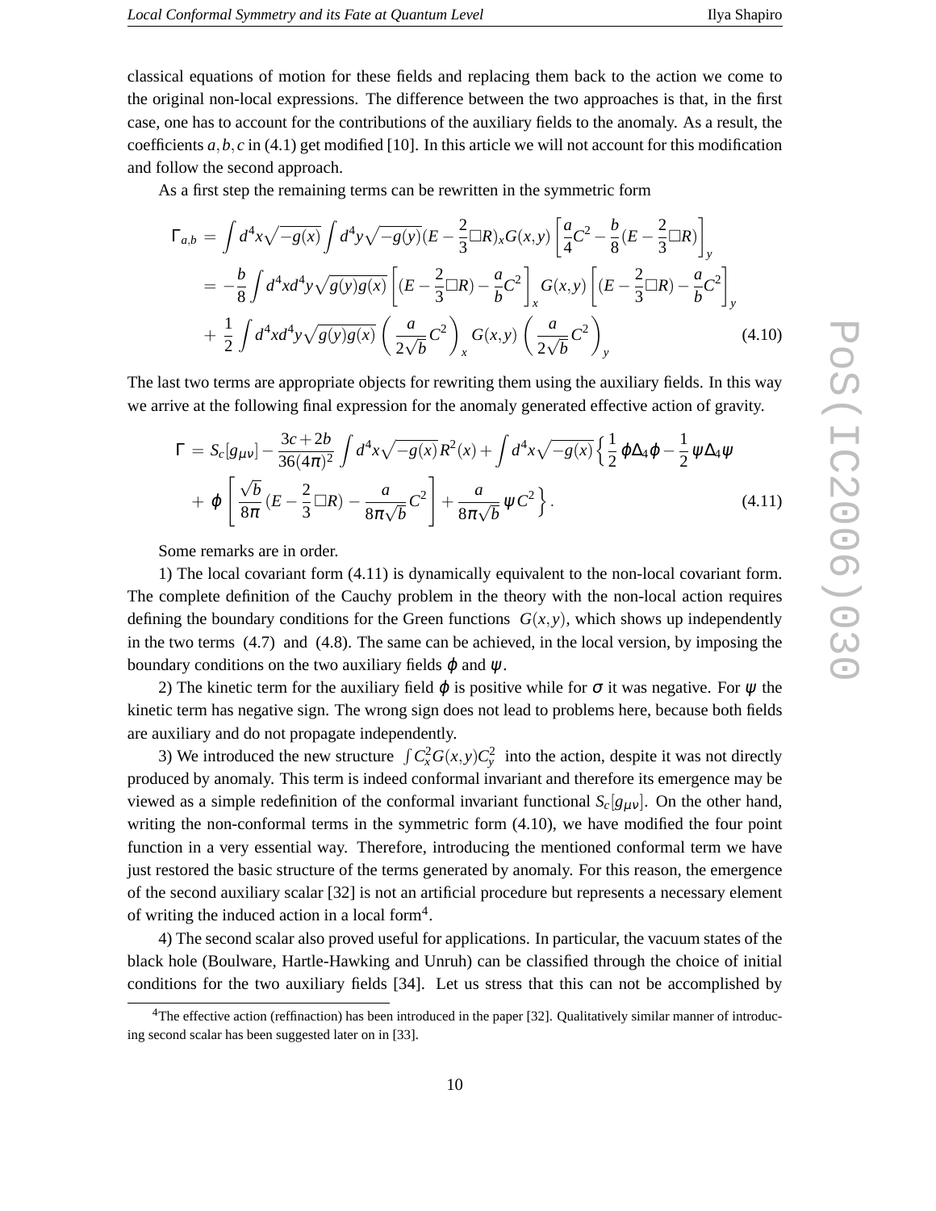classical equations of motion for these fields and replacing them back to the action we come to the original non-local expressions. The difference between the two approaches is that, in the first case, one has to account for the contributions of the auxiliary fields to the anomaly. As a result, the coefficients $a, b, c$ in (4.1) get modified [10]. In this article we will not account for this modification and follow the second approach.

As a first step the remaining terms can be rewritten in the symmetric form

$$
\begin{aligned}
\Gamma_{a,b} &= \int d^4x\sqrt{-g(x)}\int d^4y\sqrt{-g(y)}(E-\frac{2}{3}\Box R)_x G(x,y)\left[\frac{a}{4}C^2-\frac{b}{8}(E-\frac{2}{3}\Box R)\right]_y \\
&= -\frac{b}{8}\int d^4x d^4y\sqrt{g(y)g(x)}\left[(E-\frac{2}{3}\Box R)-\frac{a}{b}C^2\right]_x G(x,y)\left[(E-\frac{2}{3}\Box R)-\frac{a}{b}C^2\right]_y \\
&+ \frac{1}{2}\int d^4x d^4y\sqrt{g(y)g(x)}\left(\frac{a}{2\sqrt{b}}C^2\right)_x G(x,y)\left(\frac{a}{2\sqrt{b}}C^2\right)_y \qquad (4.10)
\end{aligned}
$$

The last two terms are appropriate objects for rewriting them using the auxiliary fields. In this way we arrive at the following final expression for the anomaly generated effective action of gravity.

$$
\begin{aligned}
\Gamma &= S_c[g_{\mu\nu}] - \frac{3c+2b}{36(4\pi)^2}\int d^4x\sqrt{-g(x)}R^2(x) + \int d^4x\sqrt{-g(x)}\Big\{\frac{1}{2}\varphi\Delta_4\varphi - \frac{1}{2}\psi\Delta_4\psi \\
&+ \varphi\left[\frac{\sqrt{b}}{8\pi}(E-\frac{2}{3}\Box R) - \frac{a}{8\pi\sqrt{b}}C^2\right] + \frac{a}{8\pi\sqrt{b}}\psi C^2\Big\}. \qquad (4.11)
\end{aligned}
$$

Some remarks are in order.

1) The local covariant form (4.11) is dynamically equivalent to the non-local covariant form. The complete definition of the Cauchy problem in the theory with the non-local action requires defining the boundary conditions for the Green functions $G(x,y)$, which shows up independently in the two terms (4.7) and (4.8). The same can be achieved, in the local version, by imposing the boundary conditions on the two auxiliary fields $\varphi$ and $\psi$.

2) The kinetic term for the auxiliary field $\varphi$ is positive while for $\sigma$ it was negative. For $\psi$ the kinetic term has negative sign. The wrong sign does not lead to problems here, because both fields are auxiliary and do not propagate independently.

3) We introduced the new structure $\int C_x^2 G(x,y) C_y^2$ into the action, despite it was not directly produced by anomaly. This term is indeed conformal invariant and therefore its emergence may be viewed as a simple redefinition of the conformal invariant functional $S_c[g_{\mu\nu}]$. On the other hand, writing the non-conformal terms in the symmetric form (4.10), we have modified the four point function in a very essential way. Therefore, introducing the mentioned conformal term we have just restored the basic structure of the terms generated by anomaly. For this reason, the emergence of the second auxiliary scalar [32] is not an artificial procedure but represents a necessary element of writing the induced action in a local form[4].

4) The second scalar also proved useful for applications. In particular, the vacuum states of the black hole (Boulware, Hartle-Hawking and Unruh) can be classified through the choice of initial conditions for the two auxiliary fields [34]. Let us stress that this can not be accomplished by

[4] The effective action (reffinaction) has been introduced in the paper [32]. Qualitatively similar manner of introducing second scalar has been suggested later on in [33].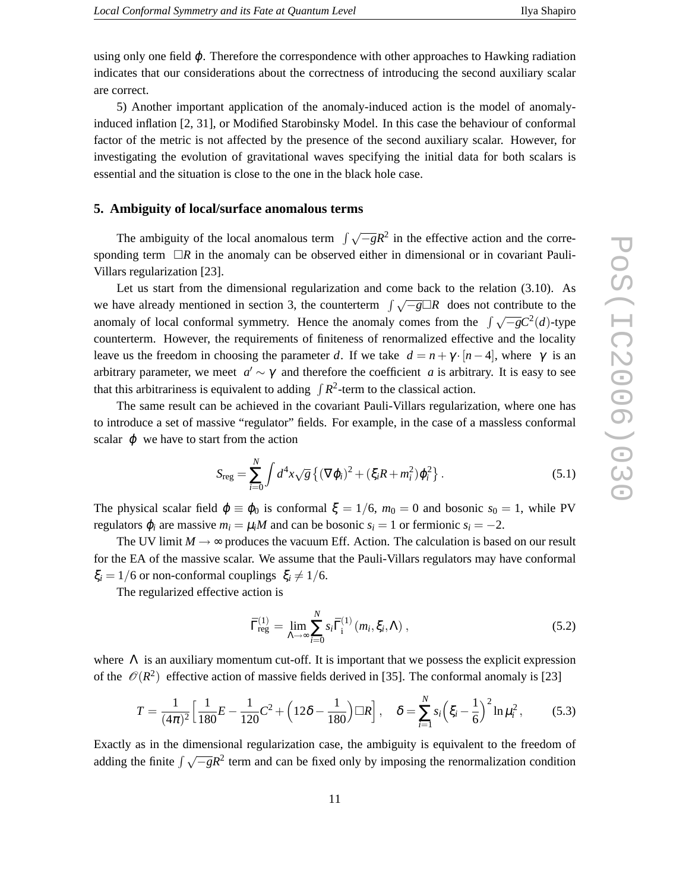using only one field $\varphi$. Therefore the correspondence with other approaches to Hawking radiation indicates that our considerations about the correctness of introducing the second auxiliary scalar are correct.

5) Another important application of the anomaly-induced action is the model of anomaly-induced inflation [2, 31], or Modified Starobinsky Model. In this case the behaviour of conformal factor of the metric is not affected by the presence of the second auxiliary scalar. However, for investigating the evolution of gravitational waves specifying the initial data for both scalars is essential and the situation is close to the one in the black hole case.

## 5. Ambiguity of local/surface anomalous terms

The ambiguity of the local anomalous term $\int \sqrt{-g}R^2$ in the effective action and the corresponding term $\Box R$ in the anomaly can be observed either in dimensional or in covariant Pauli-Villars regularization [23].

Let us start from the dimensional regularization and come back to the relation (3.10). As we have already mentioned in section 3, the counterterm $\int \sqrt{-g}\Box R$ does not contribute to the anomaly of local conformal symmetry. Hence the anomaly comes from the $\int \sqrt{-g}C^2(d)$-type counterterm. However, the requirements of finiteness of renormalized effective and the locality leave us the freedom in choosing the parameter $d$. If we take $d = n + \gamma \cdot [n-4]$, where $\gamma$ is an arbitrary parameter, we meet $a' \sim \gamma$ and therefore the coefficient $a$ is arbitrary. It is easy to see that this arbitrariness is equivalent to adding $\int R^2$-term to the classical action.

The same result can be achieved in the covariant Pauli-Villars regularization, where one has to introduce a set of massive "regulator" fields. For example, in the case of a massless conformal scalar $\varphi$ we have to start from the action

$$S_{\text{reg}} = \sum_{i=0}^{N} \int d^4x \sqrt{g} \left\{ (\nabla\varphi_i)^2 + (\xi_i R + m_i^2)\varphi_i^2 \right\}. \tag{5.1}$$

The physical scalar field $\varphi \equiv \varphi_0$ is conformal $\xi = 1/6$, $m_0 = 0$ and bosonic $s_0 = 1$, while PV regulators $\varphi_i$ are massive $m_i = \mu_i M$ and can be bosonic $s_i = 1$ or fermionic $s_i = -2$.

The UV limit $M \to \infty$ produces the vacuum Eff. Action. The calculation is based on our result for the EA of the massive scalar. We assume that the Pauli-Villars regulators may have conformal $\xi_i = 1/6$ or non-conformal couplings $\xi_i \neq 1/6$.

The regularized effective action is

$$\bar{\Gamma}^{(1)}_{\text{reg}} = \lim_{\Lambda\to\infty} \sum_{i=0}^{N} s_i \bar{\Gamma}^{(1)}_{\text{i}}(m_i, \xi_i, \Lambda), \tag{5.2}$$

where $\Lambda$ is an auxiliary momentum cut-off. It is important that we possess the explicit expression of the $\mathcal{O}(R^2)$ effective action of massive fields derived in [35]. The conformal anomaly is [23]

$$T = \frac{1}{(4\pi)^2}\Big[\frac{1}{180}E - \frac{1}{120}C^2 + \Big(12\delta - \frac{1}{180}\Big)\Box R\Big], \quad \delta = \sum_{i=1}^{N} s_i \Big(\xi_i - \frac{1}{6}\Big)^2 \ln \mu_i^2, \tag{5.3}$$

Exactly as in the dimensional regularization case, the ambiguity is equivalent to the freedom of adding the finite $\int \sqrt{-g}R^2$ term and can be fixed only by imposing the renormalization condition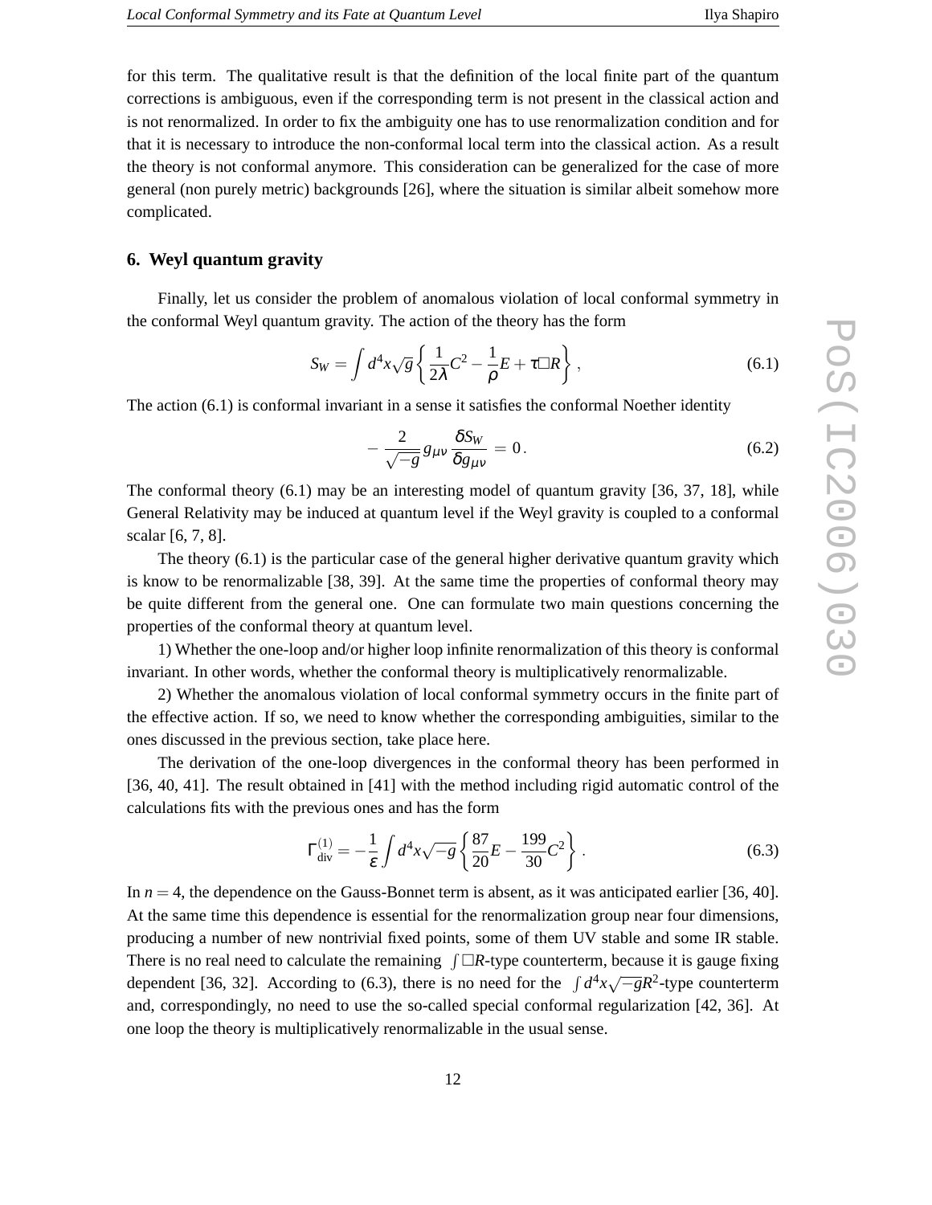for this term. The qualitative result is that the definition of the local finite part of the quantum corrections is ambiguous, even if the corresponding term is not present in the classical action and is not renormalized. In order to fix the ambiguity one has to use renormalization condition and for that it is necessary to introduce the non-conformal local term into the classical action. As a result the theory is not conformal anymore. This consideration can be generalized for the case of more general (non purely metric) backgrounds [26], where the situation is similar albeit somehow more complicated.

## 6. Weyl quantum gravity

Finally, let us consider the problem of anomalous violation of local conformal symmetry in the conformal Weyl quantum gravity. The action of the theory has the form

$$S_W = \int d^4x\sqrt{g}\left\{\frac{1}{2\lambda}C^2 - \frac{1}{\rho}E + \tau\Box R\right\}, \tag{6.1}$$

The action (6.1) is conformal invariant in a sense it satisfies the conformal Noether identity

$$-\frac{2}{\sqrt{-g}}\,g_{\mu\nu}\,\frac{\delta S_W}{\delta g_{\mu\nu}} = 0\,. \tag{6.2}$$

The conformal theory (6.1) may be an interesting model of quantum gravity [36, 37, 18], while General Relativity may be induced at quantum level if the Weyl gravity is coupled to a conformal scalar [6, 7, 8].

The theory (6.1) is the particular case of the general higher derivative quantum gravity which is know to be renormalizable [38, 39]. At the same time the properties of conformal theory may be quite different from the general one. One can formulate two main questions concerning the properties of the conformal theory at quantum level.

1) Whether the one-loop and/or higher loop infinite renormalization of this theory is conformal invariant. In other words, whether the conformal theory is multiplicatively renormalizable.

2) Whether the anomalous violation of local conformal symmetry occurs in the finite part of the effective action. If so, we need to know whether the corresponding ambiguities, similar to the ones discussed in the previous section, take place here.

The derivation of the one-loop divergences in the conformal theory has been performed in [36, 40, 41]. The result obtained in [41] with the method including rigid automatic control of the calculations fits with the previous ones and has the form

$$\Gamma^{(1)}_{\rm div} = -\frac{1}{\varepsilon}\int d^4x\sqrt{-g}\left\{\frac{87}{20}E - \frac{199}{30}C^2\right\}. \tag{6.3}$$

In $n=4$, the dependence on the Gauss-Bonnet term is absent, as it was anticipated earlier [36, 40]. At the same time this dependence is essential for the renormalization group near four dimensions, producing a number of new nontrivial fixed points, some of them UV stable and some IR stable. There is no real need to calculate the remaining $\int\Box R$-type counterterm, because it is gauge fixing dependent [36, 32]. According to (6.3), there is no need for the $\int d^4x\sqrt{-g}R^2$-type counterterm and, correspondingly, no need to use the so-called special conformal regularization [42, 36]. At one loop the theory is multiplicatively renormalizable in the usual sense.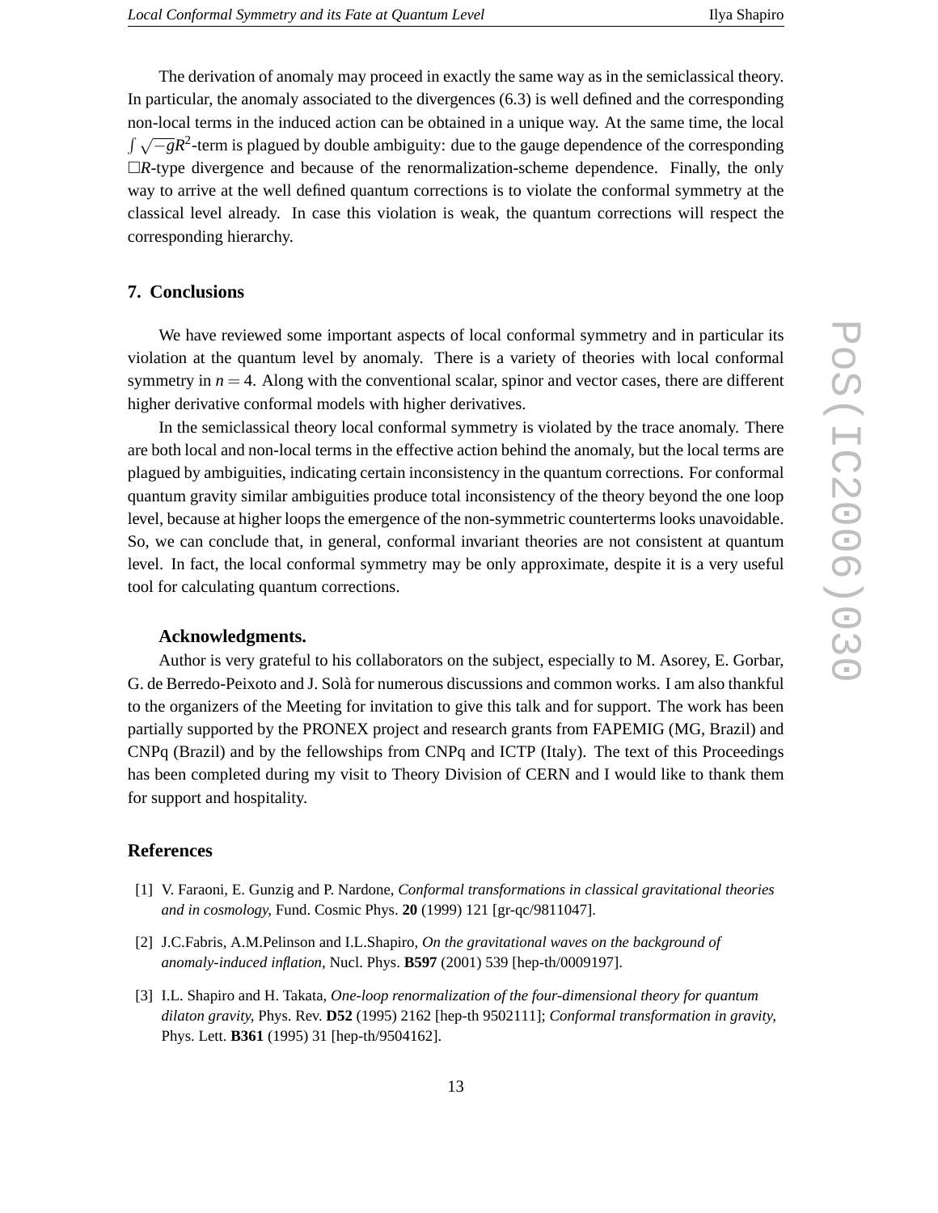The derivation of anomaly may proceed in exactly the same way as in the semiclassical theory. In particular, the anomaly associated to the divergences (6.3) is well defined and the corresponding non-local terms in the induced action can be obtained in a unique way. At the same time, the local $\int\sqrt{-g}R^2$-term is plagued by double ambiguity: due to the gauge dependence of the corresponding $\Box R$-type divergence and because of the renormalization-scheme dependence. Finally, the only way to arrive at the well defined quantum corrections is to violate the conformal symmetry at the classical level already. In case this violation is weak, the quantum corrections will respect the corresponding hierarchy.

## 7. Conclusions

We have reviewed some important aspects of local conformal symmetry and in particular its violation at the quantum level by anomaly. There is a variety of theories with local conformal symmetry in $n = 4$. Along with the conventional scalar, spinor and vector cases, there are different higher derivative conformal models with higher derivatives.

In the semiclassical theory local conformal symmetry is violated by the trace anomaly. There are both local and non-local terms in the effective action behind the anomaly, but the local terms are plagued by ambiguities, indicating certain inconsistency in the quantum corrections. For conformal quantum gravity similar ambiguities produce total inconsistency of the theory beyond the one loop level, because at higher loops the emergence of the non-symmetric counterterms looks unavoidable. So, we can conclude that, in general, conformal invariant theories are not consistent at quantum level. In fact, the local conformal symmetry may be only approximate, despite it is a very useful tool for calculating quantum corrections.

**Acknowledgments.**

Author is very grateful to his collaborators on the subject, especially to M. Asorey, E. Gorbar, G. de Berredo-Peixoto and J. Solà for numerous discussions and common works. I am also thankful to the organizers of the Meeting for invitation to give this talk and for support. The work has been partially supported by the PRONEX project and research grants from FAPEMIG (MG, Brazil) and CNPq (Brazil) and by the fellowships from CNPq and ICTP (Italy). The text of this Proceedings has been completed during my visit to Theory Division of CERN and I would like to thank them for support and hospitality.

## References

[1] V. Faraoni, E. Gunzig and P. Nardone, *Conformal transformations in classical gravitational theories and in cosmology,* Fund. Cosmic Phys. **20** (1999) 121 [gr-qc/9811047].

[2] J.C.Fabris, A.M.Pelinson and I.L.Shapiro, *On the gravitational waves on the background of anomaly-induced inflation,* Nucl. Phys. **B597** (2001) 539 [hep-th/0009197].

[3] I.L. Shapiro and H. Takata, *One-loop renormalization of the four-dimensional theory for quantum dilaton gravity,* Phys. Rev. **D52** (1995) 2162 [hep-th 9502111]; *Conformal transformation in gravity,* Phys. Lett. **B361** (1995) 31 [hep-th/9504162].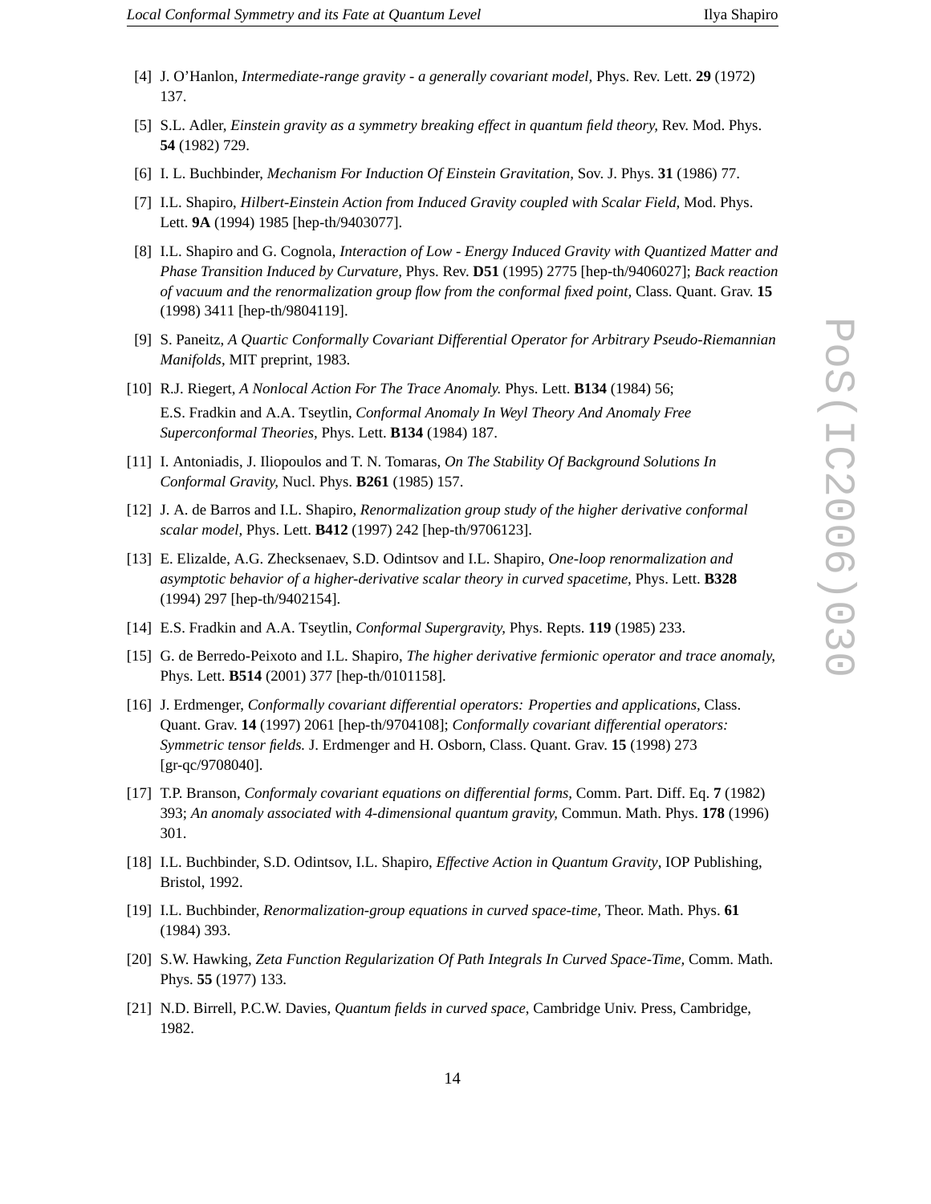[4] J. O'Hanlon, *Intermediate-range gravity - a generally covariant model,* Phys. Rev. Lett. **29** (1972) 137.

[5] S.L. Adler, *Einstein gravity as a symmetry breaking effect in quantum field theory,* Rev. Mod. Phys. **54** (1982) 729.

[6] I. L. Buchbinder, *Mechanism For Induction Of Einstein Gravitation,* Sov. J. Phys. **31** (1986) 77.

[7] I.L. Shapiro, *Hilbert-Einstein Action from Induced Gravity coupled with Scalar Field,* Mod. Phys. Lett. **9A** (1994) 1985 [hep-th/9403077].

[8] I.L. Shapiro and G. Cognola, *Interaction of Low - Energy Induced Gravity with Quantized Matter and Phase Transition Induced by Curvature,* Phys. Rev. **D51** (1995) 2775 [hep-th/9406027]; *Back reaction of vacuum and the renormalization group flow from the conformal fixed point,* Class. Quant. Grav. **15** (1998) 3411 [hep-th/9804119].

[9] S. Paneitz, *A Quartic Conformally Covariant Differential Operator for Arbitrary Pseudo-Riemannian Manifolds,* MIT preprint, 1983.

[10] R.J. Riegert, *A Nonlocal Action For The Trace Anomaly.* Phys. Lett. **B134** (1984) 56;
E.S. Fradkin and A.A. Tseytlin, *Conformal Anomaly In Weyl Theory And Anomaly Free Superconformal Theories,* Phys. Lett. **B134** (1984) 187.

[11] I. Antoniadis, J. Iliopoulos and T. N. Tomaras, *On The Stability Of Background Solutions In Conformal Gravity,* Nucl. Phys. **B261** (1985) 157.

[12] J. A. de Barros and I.L. Shapiro, *Renormalization group study of the higher derivative conformal scalar model,* Phys. Lett. **B412** (1997) 242 [hep-th/9706123].

[13] E. Elizalde, A.G. Zhecksenaev, S.D. Odintsov and I.L. Shapiro, *One-loop renormalization and asymptotic behavior of a higher-derivative scalar theory in curved spacetime,* Phys. Lett. **B328** (1994) 297 [hep-th/9402154].

[14] E.S. Fradkin and A.A. Tseytlin, *Conformal Supergravity,* Phys. Repts. **119** (1985) 233.

[15] G. de Berredo-Peixoto and I.L. Shapiro, *The higher derivative fermionic operator and trace anomaly,* Phys. Lett. **B514** (2001) 377 [hep-th/0101158].

[16] J. Erdmenger, *Conformally covariant differential operators: Properties and applications,* Class. Quant. Grav. **14** (1997) 2061 [hep-th/9704108]; *Conformally covariant differential operators: Symmetric tensor fields.* J. Erdmenger and H. Osborn, Class. Quant. Grav. **15** (1998) 273 [gr-qc/9708040].

[17] T.P. Branson, *Conformaly covariant equations on differential forms,* Comm. Part. Diff. Eq. **7** (1982) 393; *An anomaly associated with 4-dimensional quantum gravity,* Commun. Math. Phys. **178** (1996) 301.

[18] I.L. Buchbinder, S.D. Odintsov, I.L. Shapiro, *Effective Action in Quantum Gravity*, IOP Publishing, Bristol, 1992.

[19] I.L. Buchbinder, *Renormalization-group equations in curved space-time,* Theor. Math. Phys. **61** (1984) 393.

[20] S.W. Hawking, *Zeta Function Regularization Of Path Integrals In Curved Space-Time,* Comm. Math. Phys. **55** (1977) 133.

[21] N.D. Birrell, P.C.W. Davies, *Quantum fields in curved space,* Cambridge Univ. Press, Cambridge, 1982.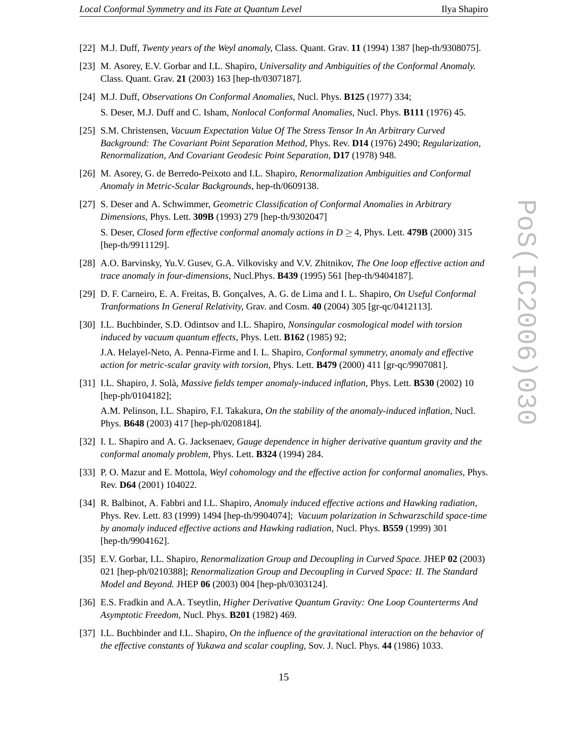[22] M.J. Duff, *Twenty years of the Weyl anomaly,* Class. Quant. Grav. **11** (1994) 1387 [hep-th/9308075].

[23] M. Asorey, E.V. Gorbar and I.L. Shapiro, *Universality and Ambiguities of the Conformal Anomaly.* Class. Quant. Grav. **21** (2003) 163 [hep-th/0307187].

[24] M.J. Duff, *Observations On Conformal Anomalies,* Nucl. Phys. **B125** (1977) 334;

S. Deser, M.J. Duff and C. Isham, *Nonlocal Conformal Anomalies,* Nucl. Phys. **B111** (1976) 45.

[25] S.M. Christensen, *Vacuum Expectation Value Of The Stress Tensor In An Arbitrary Curved Background: The Covariant Point Separation Method,* Phys. Rev. **D14** (1976) 2490; *Regularization, Renormalization, And Covariant Geodesic Point Separation,* **D17** (1978) 948.

[26] M. Asorey, G. de Berredo-Peixoto and I.L. Shapiro, *Renormalization Ambiguities and Conformal Anomaly in Metric-Scalar Backgrounds*, hep-th/0609138.

[27] S. Deser and A. Schwimmer, *Geometric Classification of Conformal Anomalies in Arbitrary Dimensions,* Phys. Lett. **309B** (1993) 279 [hep-th/9302047]

S. Deser, *Closed form effective conformal anomaly actions in $D \geq 4$,* Phys. Lett. **479B** (2000) 315 [hep-th/9911129].

[28] A.O. Barvinsky, Yu.V. Gusev, G.A. Vilkovisky and V.V. Zhitnikov, *The One loop effective action and trace anomaly in four-dimensions,* Nucl.Phys. **B439** (1995) 561 [hep-th/9404187].

[29] D. F. Carneiro, E. A. Freitas, B. Gonçalves, A. G. de Lima and I. L. Shapiro, *On Useful Conformal Tranformations In General Relativity,* Grav. and Cosm. **40** (2004) 305 [gr-qc/0412113].

[30] I.L. Buchbinder, S.D. Odintsov and I.L. Shapiro, *Nonsingular cosmological model with torsion induced by vacuum quantum effects,* Phys. Lett. **B162** (1985) 92;

J.A. Helayel-Neto, A. Penna-Firme and I. L. Shapiro, *Conformal symmetry, anomaly and effective action for metric-scalar gravity with torsion,* Phys. Lett. **B479** (2000) 411 [gr-qc/9907081].

[31] I.L. Shapiro, J. Solà, *Massive fields temper anomaly-induced inflation*, Phys. Lett. **B530** (2002) 10 [hep-ph/0104182];

A.M. Pelinson, I.L. Shapiro, F.I. Takakura, *On the stability of the anomaly-induced inflation*, Nucl. Phys. **B648** (2003) 417 [hep-ph/0208184].

[32] I. L. Shapiro and A. G. Jacksenaev, *Gauge dependence in higher derivative quantum gravity and the conformal anomaly problem,* Phys. Lett. **B324** (1994) 284.

[33] P. O. Mazur and E. Mottola, *Weyl cohomology and the effective action for conformal anomalies*, Phys. Rev. **D64** (2001) 104022.

[34] R. Balbinot, A. Fabbri and I.L. Shapiro, *Anomaly induced effective actions and Hawking radiation,* Phys. Rev. Lett. 83 (1999) 1494 [hep-th/9904074]; *Vacuum polarization in Schwarzschild space-time by anomaly induced effective actions and Hawking radiation,* Nucl. Phys. **B559** (1999) 301 [hep-th/9904162].

[35] E.V. Gorbar, I.L. Shapiro, *Renormalization Group and Decoupling in Curved Space.* JHEP **02** (2003) 021 [hep-ph/0210388]; *Renormalization Group and Decoupling in Curved Space: II. The Standard Model and Beyond.* JHEP **06** (2003) 004 [hep-ph/0303124].

[36] E.S. Fradkin and A.A. Tseytlin, *Higher Derivative Quantum Gravity: One Loop Counterterms And Asymptotic Freedom*, Nucl. Phys. **B201** (1982) 469.

[37] I.L. Buchbinder and I.L. Shapiro, *On the influence of the gravitational interaction on the behavior of the effective constants of Yukawa and scalar coupling,* Sov. J. Nucl. Phys. **44** (1986) 1033.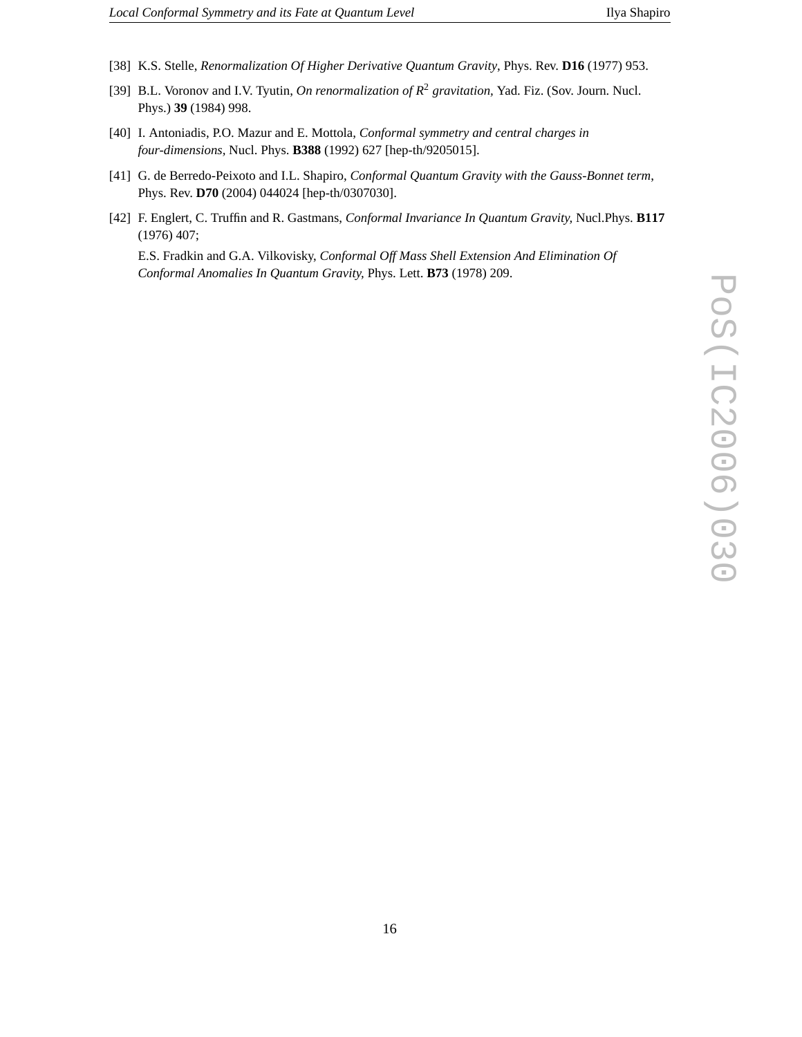[38] K.S. Stelle, *Renormalization Of Higher Derivative Quantum Gravity*, Phys. Rev. **D16** (1977) 953.

[39] B.L. Voronov and I.V. Tyutin, *On renormalization of $R^2$ gravitation,* Yad. Fiz. (Sov. Journ. Nucl. Phys.) **39** (1984) 998.

[40] I. Antoniadis, P.O. Mazur and E. Mottola, *Conformal symmetry and central charges in four-dimensions,* Nucl. Phys. **B388** (1992) 627 [hep-th/9205015].

[41] G. de Berredo-Peixoto and I.L. Shapiro, *Conformal Quantum Gravity with the Gauss-Bonnet term*, Phys. Rev. **D70** (2004) 044024 [hep-th/0307030].

[42] F. Englert, C. Truffin and R. Gastmans, *Conformal Invariance In Quantum Gravity,* Nucl.Phys. **B117** (1976) 407;

E.S. Fradkin and G.A. Vilkovisky, *Conformal Off Mass Shell Extension And Elimination Of Conformal Anomalies In Quantum Gravity,* Phys. Lett. **B73** (1978) 209.